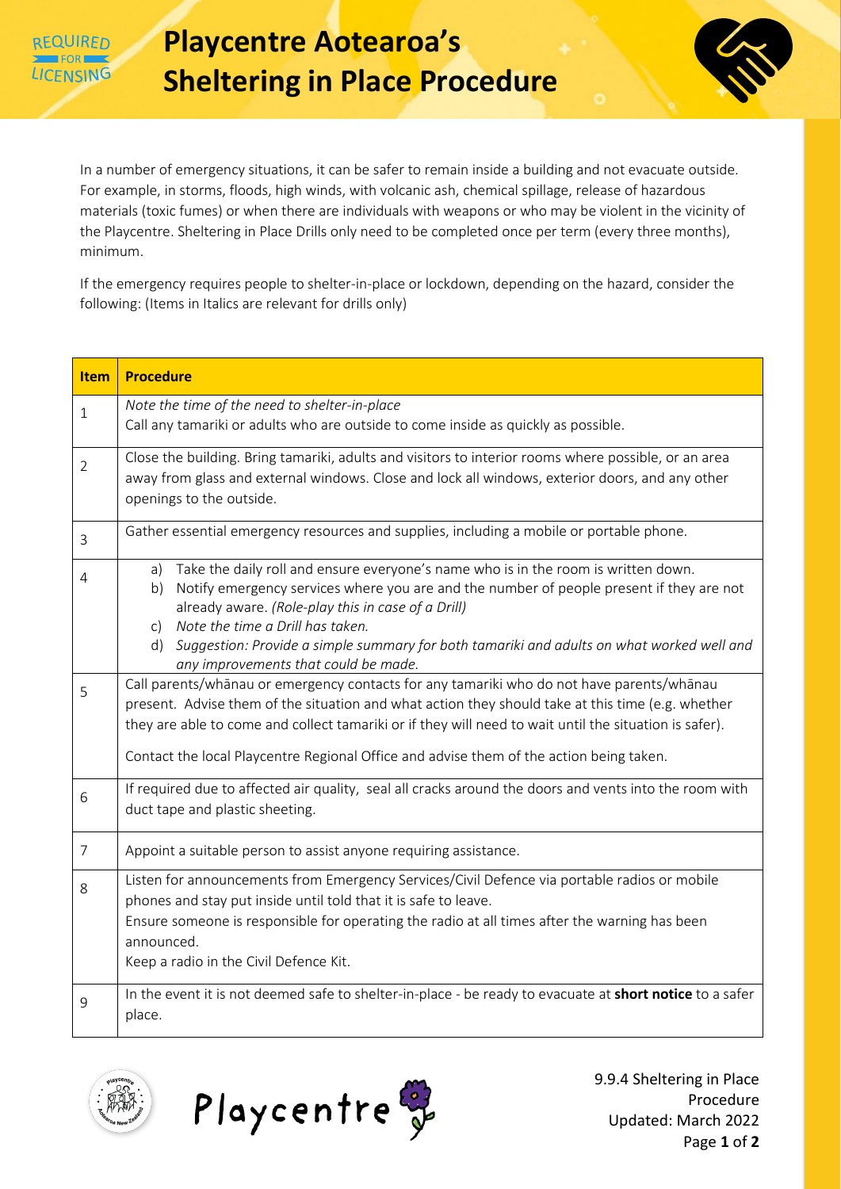REQUIRED FOR LICENSING

# Playcentre Aotearoa's Sheltering in Place Procedure

In a number of emergency situations, it can be safer to remain inside a building and not evacuate outside. For example, in storms, floods, high winds, with volcanic ash, chemical spillage, release of hazardous materials (toxic fumes) or when there are individuals with weapons or who may be violent in the vicinity of the Playcentre. Sheltering in Place Drills only need to be completed once per term (every three months), minimum.

If the emergency requires people to shelter-in-place or lockdown, depending on the hazard, consider the following: (Items in Italics are relevant for drills only)

| Item | Procedure |
|---|---|
| 1 | *Note the time of the need to shelter-in-place*<br>Call any tamariki or adults who are outside to come inside as quickly as possible. |
| 2 | Close the building. Bring tamariki, adults and visitors to interior rooms where possible, or an area away from glass and external windows. Close and lock all windows, exterior doors, and any other openings to the outside. |
| 3 | Gather essential emergency resources and supplies, including a mobile or portable phone. |
| 4 | a) Take the daily roll and ensure everyone's name who is in the room is written down.<br>b) Notify emergency services where you are and the number of people present if they are not already aware. *(Role-play this in case of a Drill)*<br>c) *Note the time a Drill has taken.*<br>d) *Suggestion: Provide a simple summary for both tamariki and adults on what worked well and any improvements that could be made.* |
| 5 | Call parents/whānau or emergency contacts for any tamariki who do not have parents/whānau present. Advise them of the situation and what action they should take at this time (e.g. whether they are able to come and collect tamariki or if they will need to wait until the situation is safer).<br><br>Contact the local Playcentre Regional Office and advise them of the action being taken. |
| 6 | If required due to affected air quality, seal all cracks around the doors and vents into the room with duct tape and plastic sheeting. |
| 7 | Appoint a suitable person to assist anyone requiring assistance. |
| 8 | Listen for announcements from Emergency Services/Civil Defence via portable radios or mobile phones and stay put inside until told that it is safe to leave.<br>Ensure someone is responsible for operating the radio at all times after the warning has been announced.<br>Keep a radio in the Civil Defence Kit. |
| 9 | In the event it is not deemed safe to shelter-in-place - be ready to evacuate at **short notice** to a safer place. |

9.9.4 Sheltering in Place Procedure
Updated: March 2022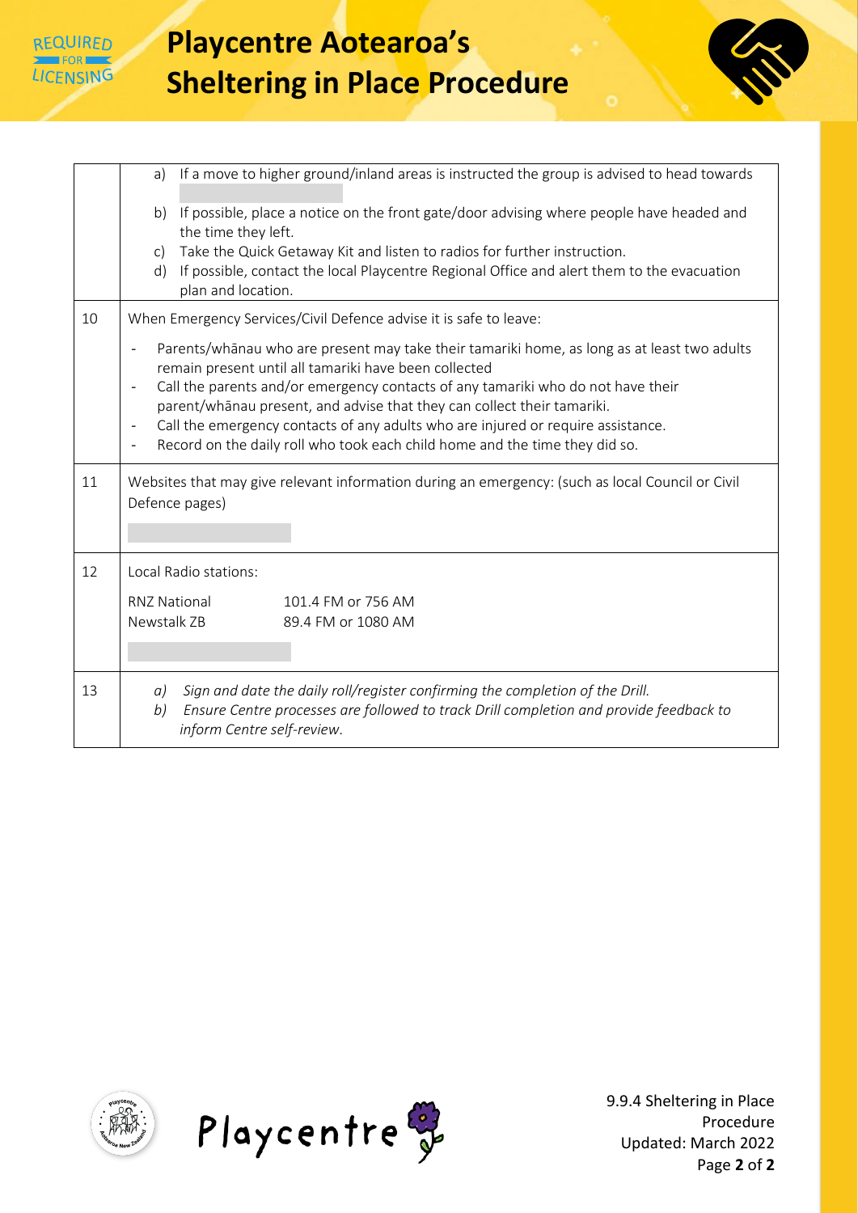# Playcentre Aotearoa's Sheltering in Place Procedure

| | |
|---|---|
| | a) If a move to higher ground/inland areas is instructed the group is advised to head towards<br><br>b) If possible, place a notice on the front gate/door advising where people have headed and the time they left.<br>c) Take the Quick Getaway Kit and listen to radios for further instruction.<br>d) If possible, contact the local Playcentre Regional Office and alert them to the evacuation plan and location. |
| 10 | When Emergency Services/Civil Defence advise it is safe to leave:<br>- Parents/whānau who are present may take their tamariki home, as long as at least two adults remain present until all tamariki have been collected<br>- Call the parents and/or emergency contacts of any tamariki who do not have their parent/whānau present, and advise that they can collect their tamariki.<br>- Call the emergency contacts of any adults who are injured or require assistance.<br>- Record on the daily roll who took each child home and the time they did so. |
| 11 | Websites that may give relevant information during an emergency: (such as local Council or Civil Defence pages) |
| 12 | Local Radio stations:<br>RNZ National 101.4 FM or 756 AM<br>Newstalk ZB 89.4 FM or 1080 AM |
| 13 | *a) Sign and date the daily roll/register confirming the completion of the Drill.*<br>*b) Ensure Centre processes are followed to track Drill completion and provide feedback to inform Centre self-review.* |

9.9.4 Sheltering in Place Procedure
Updated: March 2022